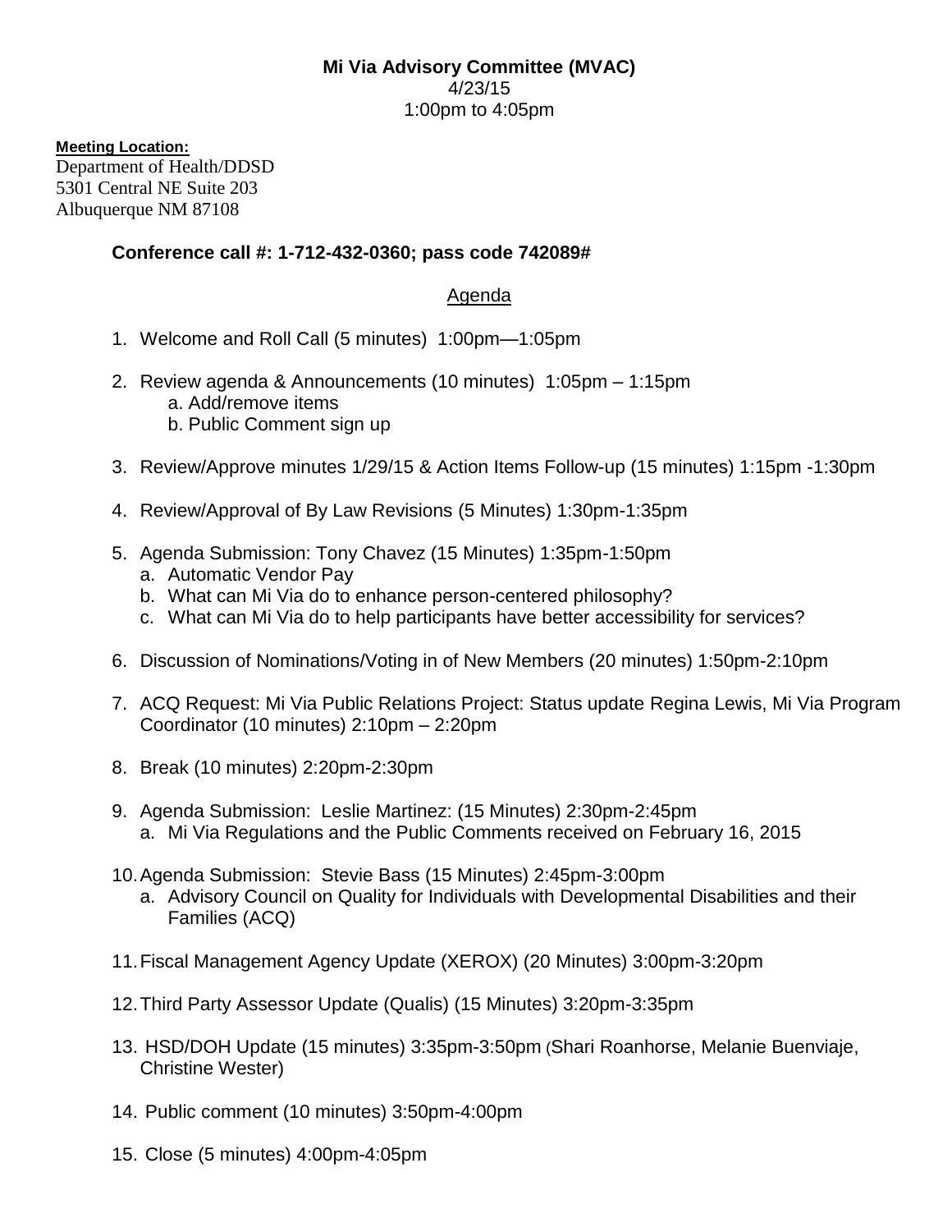**Mi Via Advisory Committee (MVAC)**
4/23/15
1:00pm to 4:05pm

**Meeting Location:**
Department of Health/DDSD
5301 Central NE Suite 203
Albuquerque NM 87108

**Conference call #: 1-712-432-0360; pass code 742089#**

## Agenda

1. Welcome and Roll Call (5 minutes) 1:00pm—1:05pm

2. Review agenda & Announcements (10 minutes) 1:05pm – 1:15pm
   a. Add/remove items
   b. Public Comment sign up

3. Review/Approve minutes 1/29/15 & Action Items Follow-up (15 minutes) 1:15pm -1:30pm

4. Review/Approval of By Law Revisions (5 Minutes) 1:30pm-1:35pm

5. Agenda Submission: Tony Chavez (15 Minutes) 1:35pm-1:50pm
   a. Automatic Vendor Pay
   b. What can Mi Via do to enhance person-centered philosophy?
   c. What can Mi Via do to help participants have better accessibility for services?

6. Discussion of Nominations/Voting in of New Members (20 minutes) 1:50pm-2:10pm

7. ACQ Request: Mi Via Public Relations Project: Status update Regina Lewis, Mi Via Program Coordinator (10 minutes) 2:10pm – 2:20pm

8. Break (10 minutes) 2:20pm-2:30pm

9. Agenda Submission: Leslie Martinez: (15 Minutes) 2:30pm-2:45pm
   a. Mi Via Regulations and the Public Comments received on February 16, 2015

10. Agenda Submission: Stevie Bass (15 Minutes) 2:45pm-3:00pm
    a. Advisory Council on Quality for Individuals with Developmental Disabilities and their Families (ACQ)

11. Fiscal Management Agency Update (XEROX) (20 Minutes) 3:00pm-3:20pm

12. Third Party Assessor Update (Qualis) (15 Minutes) 3:20pm-3:35pm

13. HSD/DOH Update (15 minutes) 3:35pm-3:50pm (Shari Roanhorse, Melanie Buenviaje, Christine Wester)

14. Public comment (10 minutes) 3:50pm-4:00pm

15. Close (5 minutes) 4:00pm-4:05pm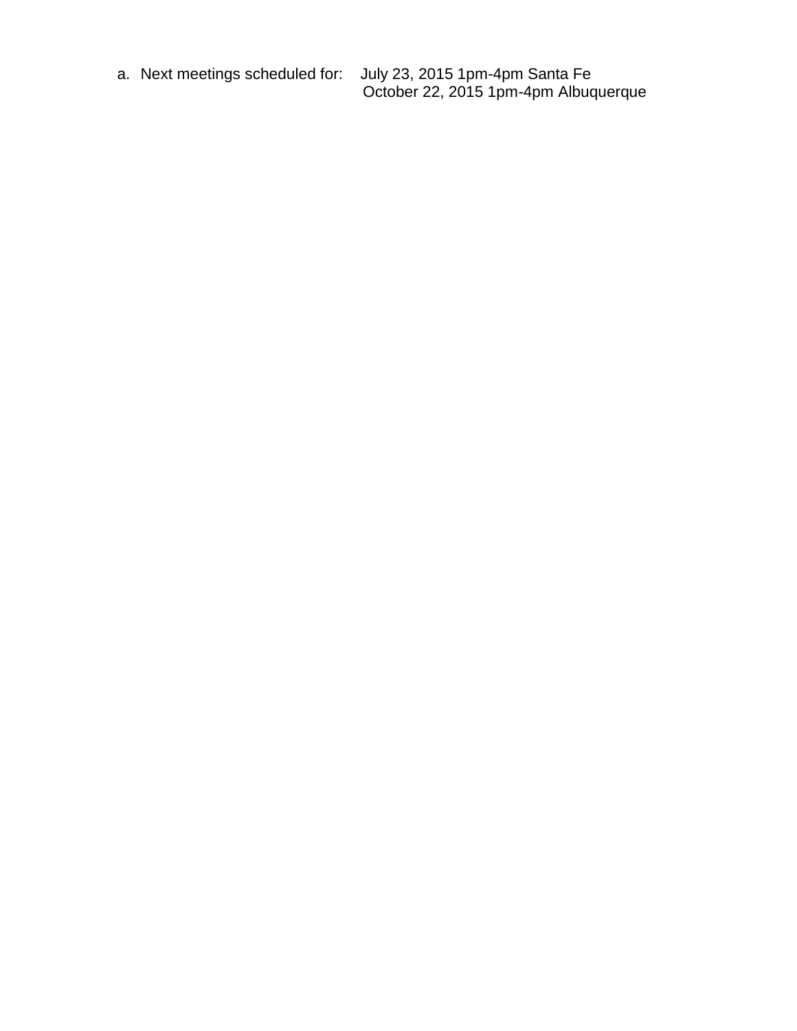a. Next meetings scheduled for: July 23, 2015 1pm-4pm Santa Fe
October 22, 2015 1pm-4pm Albuquerque